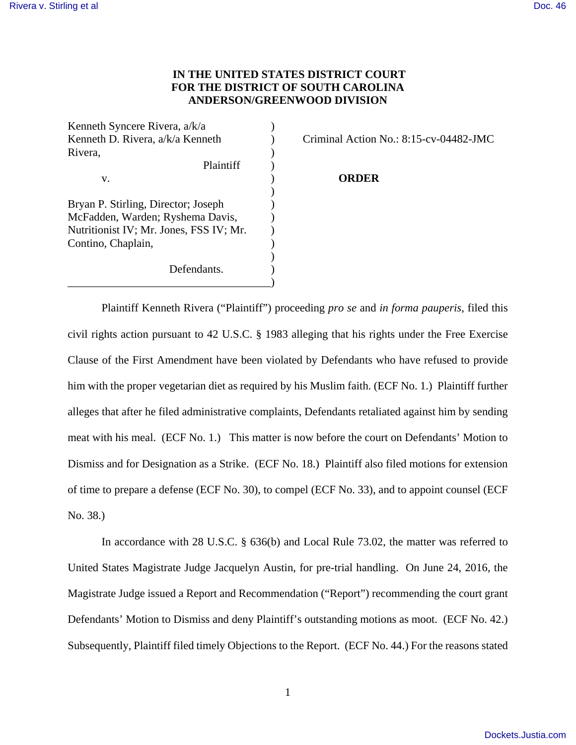**IN THE UNITED STATES DISTRICT COURT**
**FOR THE DISTRICT OF SOUTH CAROLINA**
**ANDERSON/GREENWOOD DIVISION**

| | |
|---|---|
| Kenneth Syncere Rivera, a/k/a Kenneth D. Rivera, a/k/a Kenneth Rivera, Plaintiff | Criminal Action No.: 8:15-cv-04482-JMC |
| v. | **ORDER** |
| Bryan P. Stirling, Director; Joseph McFadden, Warden; Ryshema Davis, Nutritionist IV; Mr. Jones, FSS IV; Mr. Contino, Chaplain, Defendants. | |

Plaintiff Kenneth Rivera ("Plaintiff") proceeding *pro se* and *in forma pauperis*, filed this civil rights action pursuant to 42 U.S.C. § 1983 alleging that his rights under the Free Exercise Clause of the First Amendment have been violated by Defendants who have refused to provide him with the proper vegetarian diet as required by his Muslim faith. (ECF No. 1.) Plaintiff further alleges that after he filed administrative complaints, Defendants retaliated against him by sending meat with his meal. (ECF No. 1.) This matter is now before the court on Defendants' Motion to Dismiss and for Designation as a Strike. (ECF No. 18.) Plaintiff also filed motions for extension of time to prepare a defense (ECF No. 30), to compel (ECF No. 33), and to appoint counsel (ECF No. 38.)

In accordance with 28 U.S.C. § 636(b) and Local Rule 73.02, the matter was referred to United States Magistrate Judge Jacquelyn Austin, for pre-trial handling. On June 24, 2016, the Magistrate Judge issued a Report and Recommendation ("Report") recommending the court grant Defendants' Motion to Dismiss and deny Plaintiff's outstanding motions as moot. (ECF No. 42.) Subsequently, Plaintiff filed timely Objections to the Report. (ECF No. 44.) For the reasons stated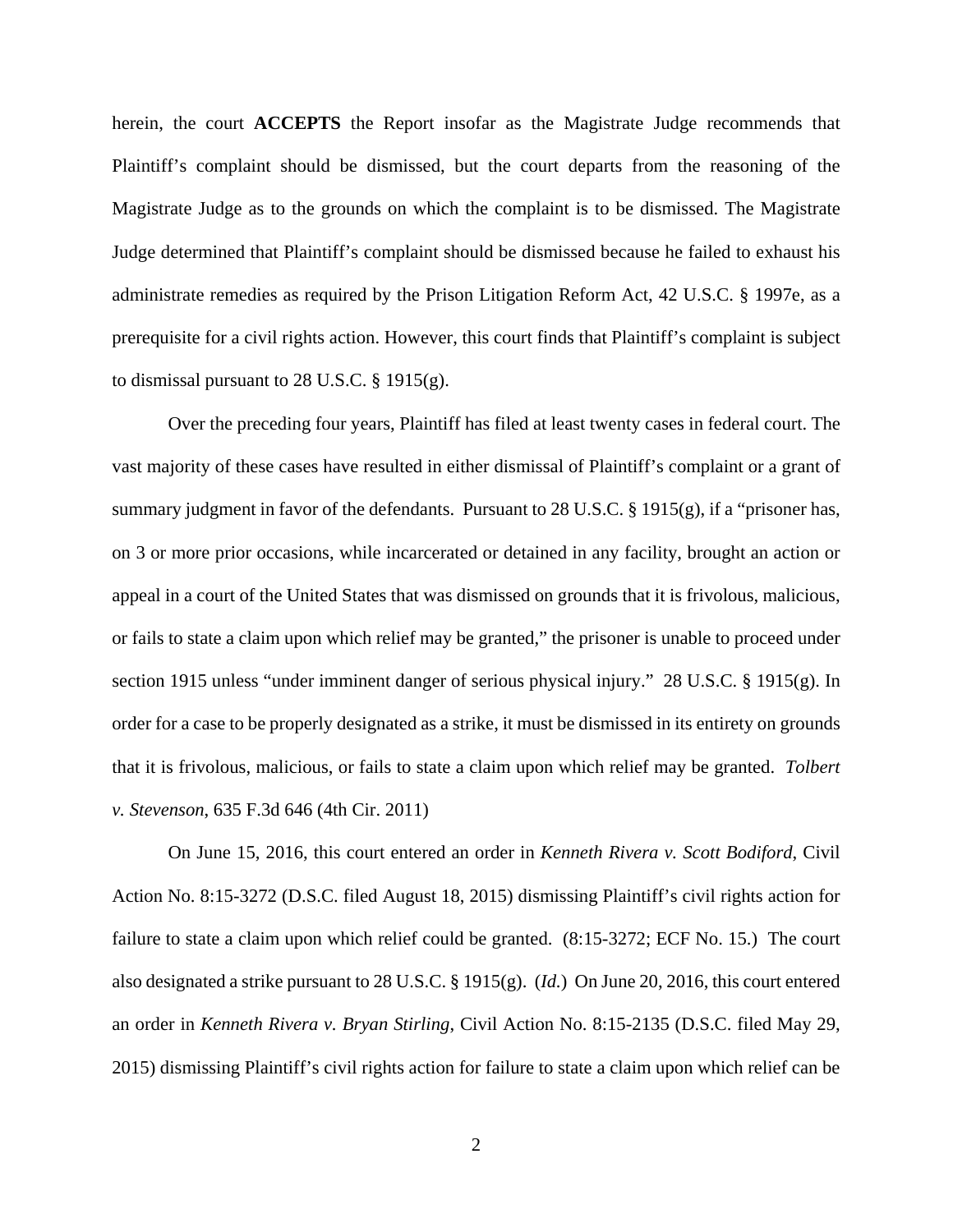herein, the court **ACCEPTS** the Report insofar as the Magistrate Judge recommends that Plaintiff's complaint should be dismissed, but the court departs from the reasoning of the Magistrate Judge as to the grounds on which the complaint is to be dismissed. The Magistrate Judge determined that Plaintiff's complaint should be dismissed because he failed to exhaust his administrate remedies as required by the Prison Litigation Reform Act, 42 U.S.C. § 1997e, as a prerequisite for a civil rights action. However, this court finds that Plaintiff's complaint is subject to dismissal pursuant to 28 U.S.C. § 1915(g).

Over the preceding four years, Plaintiff has filed at least twenty cases in federal court. The vast majority of these cases have resulted in either dismissal of Plaintiff's complaint or a grant of summary judgment in favor of the defendants. Pursuant to 28 U.S.C. § 1915(g), if a "prisoner has, on 3 or more prior occasions, while incarcerated or detained in any facility, brought an action or appeal in a court of the United States that was dismissed on grounds that it is frivolous, malicious, or fails to state a claim upon which relief may be granted," the prisoner is unable to proceed under section 1915 unless "under imminent danger of serious physical injury." 28 U.S.C. § 1915(g). In order for a case to be properly designated as a strike, it must be dismissed in its entirety on grounds that it is frivolous, malicious, or fails to state a claim upon which relief may be granted. *Tolbert v. Stevenson*, 635 F.3d 646 (4th Cir. 2011)

On June 15, 2016, this court entered an order in *Kenneth Rivera v. Scott Bodiford*, Civil Action No. 8:15-3272 (D.S.C. filed August 18, 2015) dismissing Plaintiff's civil rights action for failure to state a claim upon which relief could be granted. (8:15-3272; ECF No. 15.) The court also designated a strike pursuant to 28 U.S.C. § 1915(g). (*Id.*) On June 20, 2016, this court entered an order in *Kenneth Rivera v. Bryan Stirling*, Civil Action No. 8:15-2135 (D.S.C. filed May 29, 2015) dismissing Plaintiff's civil rights action for failure to state a claim upon which relief can be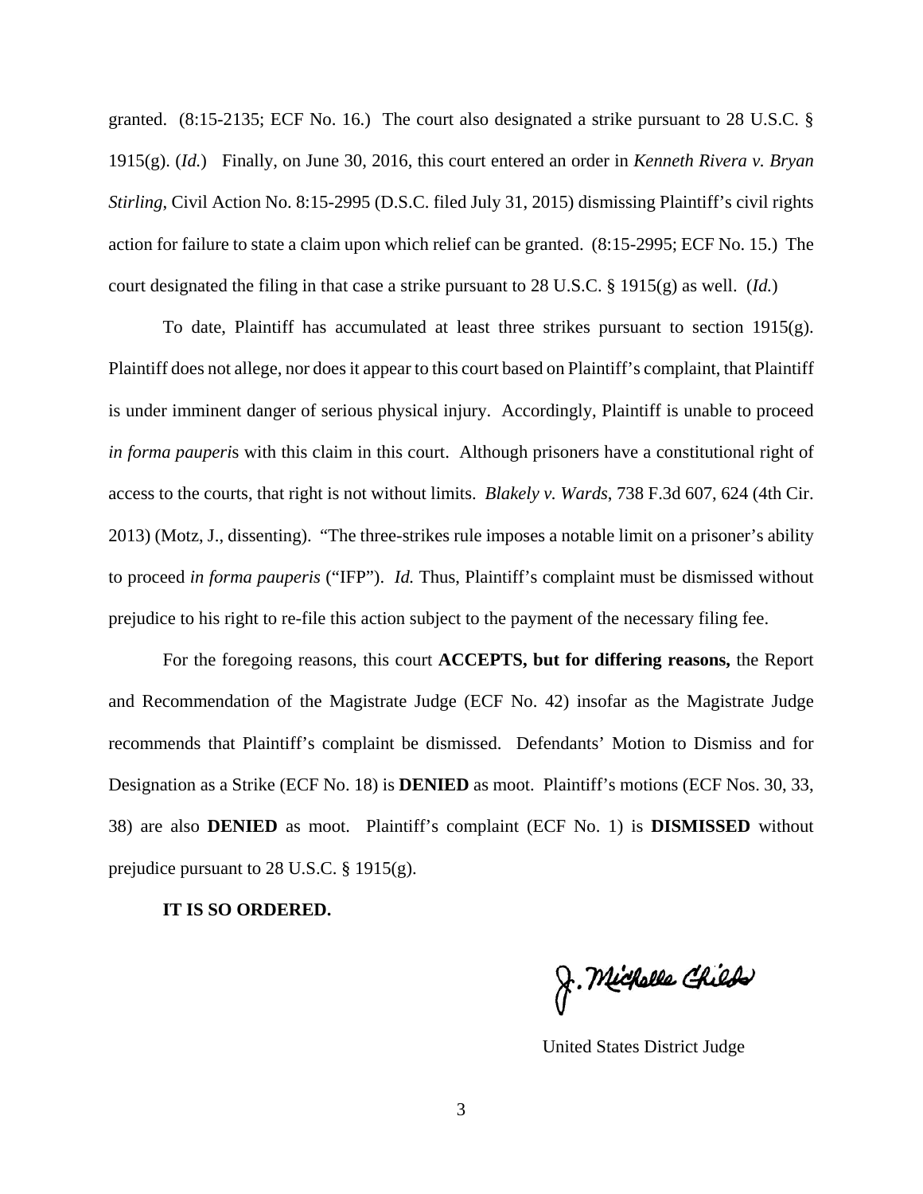granted. (8:15-2135; ECF No. 16.) The court also designated a strike pursuant to 28 U.S.C. § 1915(g). (*Id.*) Finally, on June 30, 2016, this court entered an order in *Kenneth Rivera v. Bryan Stirling*, Civil Action No. 8:15-2995 (D.S.C. filed July 31, 2015) dismissing Plaintiff's civil rights action for failure to state a claim upon which relief can be granted. (8:15-2995; ECF No. 15.) The court designated the filing in that case a strike pursuant to 28 U.S.C. § 1915(g) as well. (*Id.*)

To date, Plaintiff has accumulated at least three strikes pursuant to section 1915(g). Plaintiff does not allege, nor does it appear to this court based on Plaintiff's complaint, that Plaintiff is under imminent danger of serious physical injury. Accordingly, Plaintiff is unable to proceed *in forma pauperi*s with this claim in this court. Although prisoners have a constitutional right of access to the courts, that right is not without limits. *Blakely v. Wards*, 738 F.3d 607, 624 (4th Cir. 2013) (Motz, J., dissenting). "The three-strikes rule imposes a notable limit on a prisoner's ability to proceed *in forma pauperis* ("IFP"). *Id.* Thus, Plaintiff's complaint must be dismissed without prejudice to his right to re-file this action subject to the payment of the necessary filing fee.

For the foregoing reasons, this court **ACCEPTS, but for differing reasons,** the Report and Recommendation of the Magistrate Judge (ECF No. 42) insofar as the Magistrate Judge recommends that Plaintiff's complaint be dismissed. Defendants' Motion to Dismiss and for Designation as a Strike (ECF No. 18) is **DENIED** as moot. Plaintiff's motions (ECF Nos. 30, 33, 38) are also **DENIED** as moot. Plaintiff's complaint (ECF No. 1) is **DISMISSED** without prejudice pursuant to 28 U.S.C. § 1915(g).

**IT IS SO ORDERED.**

J. Michelle Childs

United States District Judge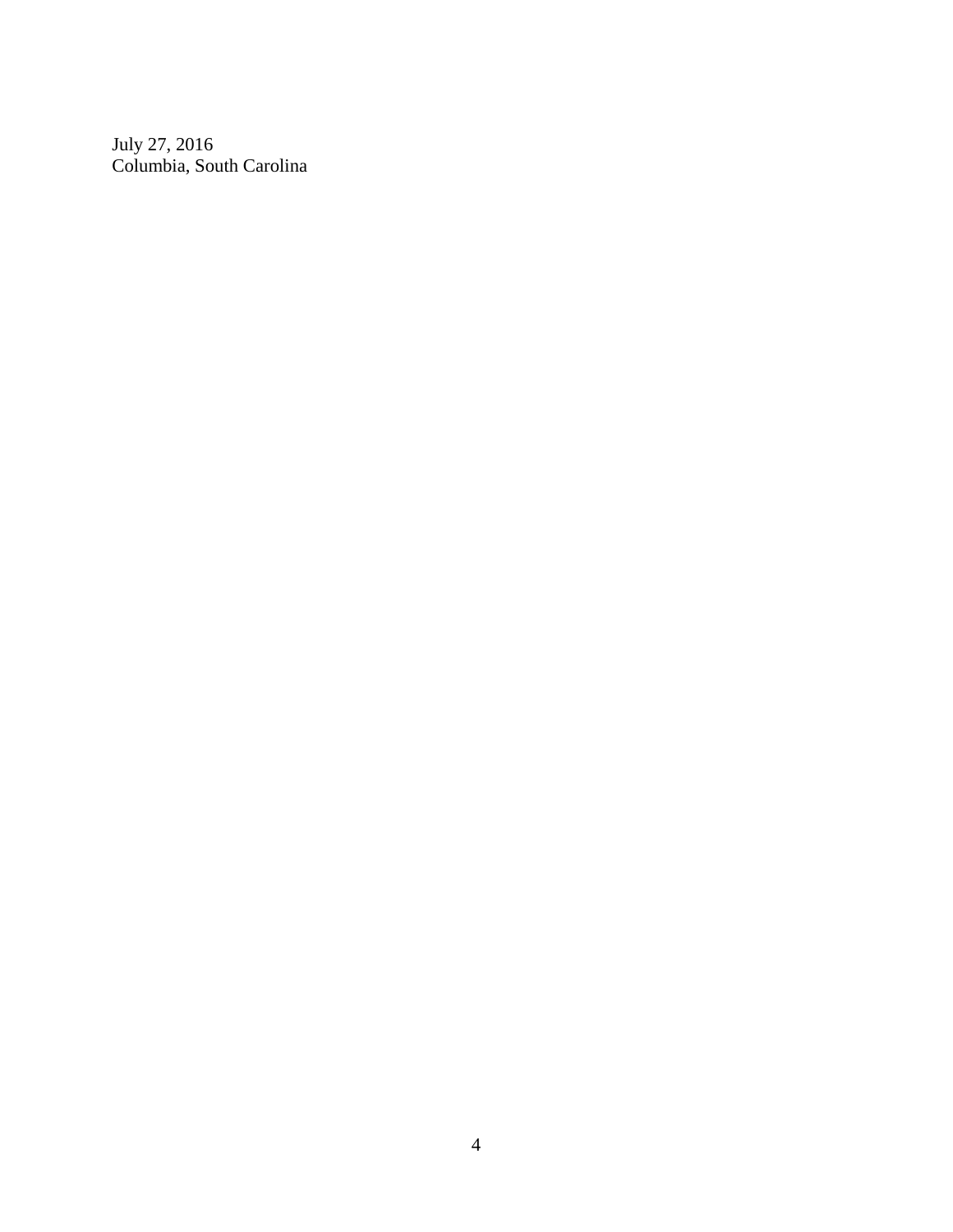July 27, 2016
Columbia, South Carolina